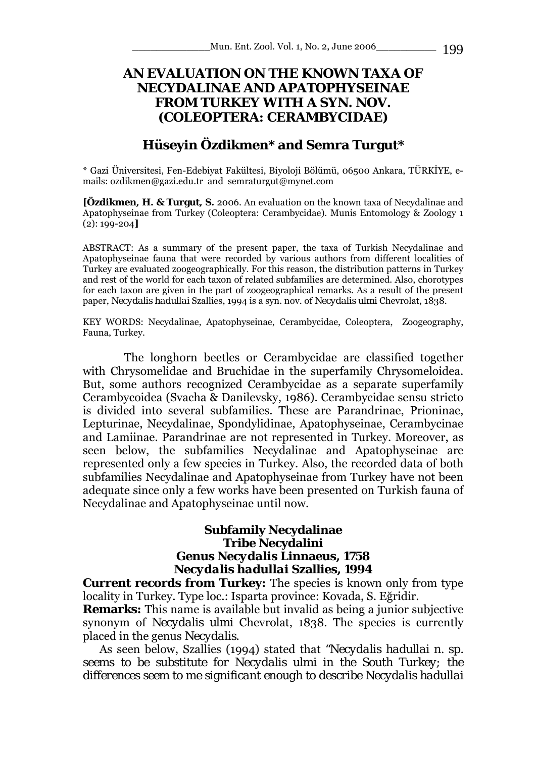# AN EVALUATION ON THE KNOWN TAXA OF NECYDALINAE AND APATOPHYSEINAE FROM TURKEY WITH A SYN. NOV. (COLEOPTERA: CERAMBYCIDAE)

## Hüseyin Özdikmen* and Semra Turgut*

\* Gazi Üniversitesi, Fen-Edebiyat Fakültesi, Biyoloji Bölümü, 06500 Ankara, TÜRKİYE, e-mails: ozdikmen@gazi.edu.tr and semraturgut@mynet.com

**[Özdikmen, H. & Turgut, S.** 2006. An evaluation on the known taxa of Necydalinae and Apatophyseinae from Turkey (Coleoptera: Cerambycidae). Munis Entomology & Zoology 1 (2): 199-204**]**

ABSTRACT: As a summary of the present paper, the taxa of Turkish Necydalinae and Apatophyseinae fauna that were recorded by various authors from different localities of Turkey are evaluated zoogeographically. For this reason, the distribution patterns in Turkey and rest of the world for each taxon of related subfamilies are determined. Also, chorotypes for each taxon are given in the part of zoogeographical remarks. As a result of the present paper, *Necydalis hadullai* Szallies, 1994 is a syn. nov. of *Necydalis ulmi* Chevrolat, 1838.

KEY WORDS: Necydalinae, Apatophyseinae, Cerambycidae, Coleoptera, Zoogeography, Fauna, Turkey.

The longhorn beetles or Cerambycidae are classified together with Chrysomelidae and Bruchidae in the superfamily Chrysomeloidea. But, some authors recognized Cerambycidae as a separate superfamily Cerambycoidea (Svacha & Danilevsky, 1986). Cerambycidae sensu stricto is divided into several subfamilies. These are Parandrinae, Prioninae, Lepturinae, Necydalinae, Spondylidinae, Apatophyseinae, Cerambycinae and Lamiinae. Parandrinae are not represented in Turkey. Moreover, as seen below, the subfamilies Necydalinae and Apatophyseinae are represented only a few species in Turkey. Also, the recorded data of both subfamilies Necydalinae and Apatophyseinae from Turkey have not been adequate since only a few works have been presented on Turkish fauna of Necydalinae and Apatophyseinae until now.

### Subfamily Necydalinae
### Tribe Necydalini
### Genus *Necydalis* Linnaeus, 1758
### *Necydalis hadullai* Szallies, 1994

**Current records from Turkey:** The species is known only from type locality in Turkey. Type loc.: Isparta province: Kovada, S. Eğridir.

**Remarks:** This name is available but invalid as being a junior subjective synonym of *Necydalis ulmi* Chevrolat, 1838. The species is currently placed in the genus *Necydalis*.

As seen below, Szallies (1994) stated that *"Necydalis hadullai n. sp. seems to be substitute for Necydalis ulmi in the South Turkey; the differences seem to me significant enough to describe Necydalis hadullai*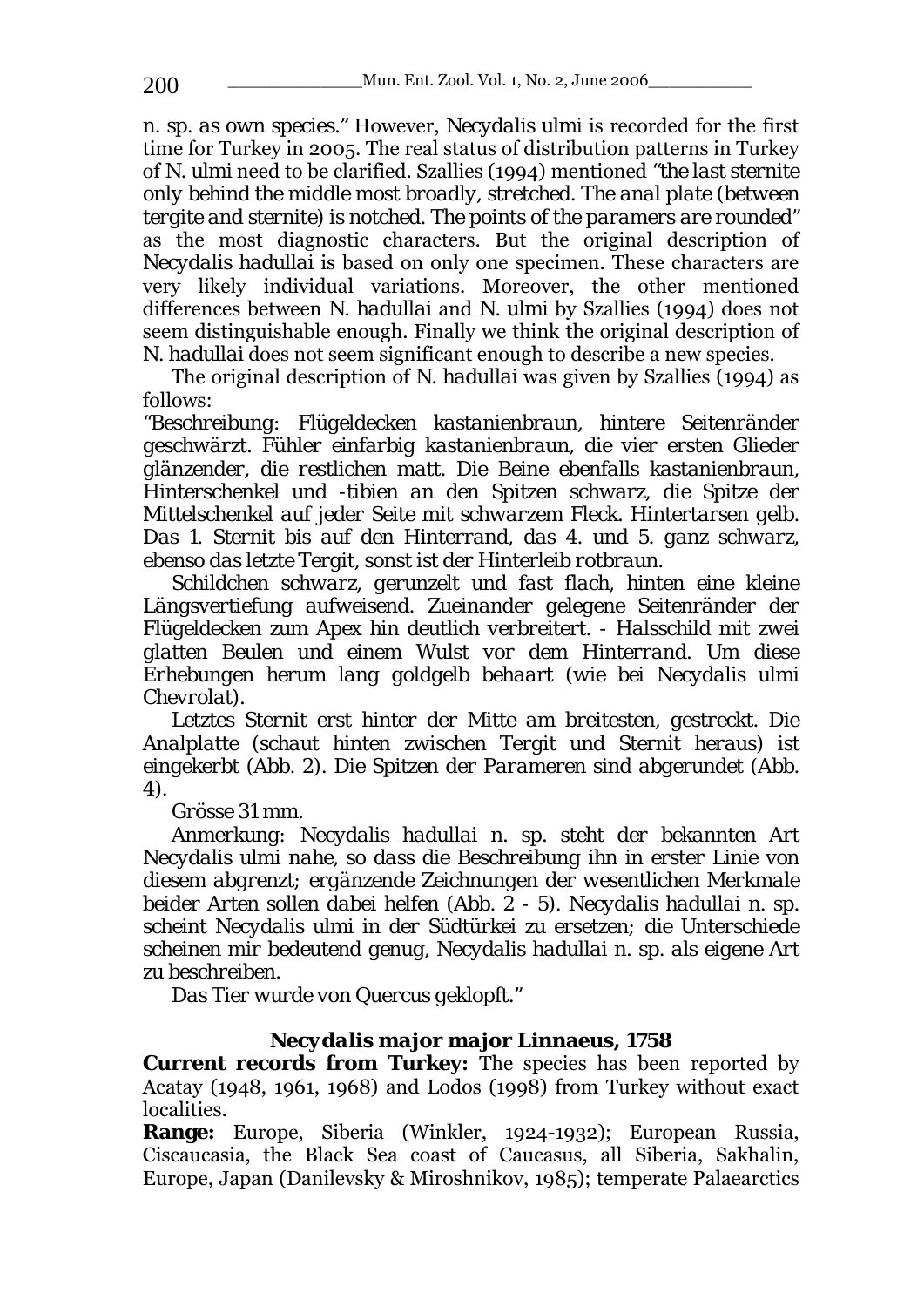n. sp. as own species." However, *Necydalis ulmi* is recorded for the first time for Turkey in 2005. The real status of distribution patterns in Turkey of *N. ulmi* need to be clarified. Szallies (1994) mentioned *"the last sternite only behind the middle most broadly, stretched. The anal plate (between tergite and sternite) is notched. The points of the paramers are rounded"* as the most diagnostic characters. But the original description of *Necydalis hadullai* is based on only one specimen. These characters are very likely individual variations. Moreover, the other mentioned differences between *N. hadullai* and *N. ulmi* by Szallies (1994) does not seem distinguishable enough. Finally we think the original description of *N. hadullai* does not seem significant enough to describe a new species.

The original description of *N. hadullai* was given by Szallies (1994) as follows:

*"Beschreibung: Flügeldecken kastanienbraun, hintere Seitenränder geschwärzt. Fühler einfarbig kastanienbraun, die vier ersten Glieder glänzender, die restlichen matt. Die Beine ebenfalls kastanienbraun, Hinterschenkel und -tibien an den Spitzen schwarz, die Spitze der Mittelschenkel auf jeder Seite mit schwarzem Fleck. Hintertarsen gelb. Das 1. Sternit bis auf den Hinterrand, das 4. und 5. ganz schwarz, ebenso das letzte Tergit, sonst ist der Hinterleib rotbraun.*

*Schildchen schwarz, gerunzelt und fast flach, hinten eine kleine Längsvertiefung aufweisend. Zueinander gelegene Seitenränder der Flügeldecken zum Apex hin deutlich verbreitert. - Halsschild mit zwei glatten Beulen und einem Wulst vor dem Hinterrand. Um diese Erhebungen herum lang goldgelb behaart (wie bei Necydalis ulmi Chevrolat).*

*Letztes Sternit erst hinter der Mitte am breitesten, gestreckt. Die Analplatte (schaut hinten zwischen Tergit und Sternit heraus) ist eingekerbt (Abb. 2). Die Spitzen der Parameren sind abgerundet (Abb. 4).*

*Grösse 31 mm.*

*Anmerkung: Necydalis hadullai n. sp. steht der bekannten Art Necydalis ulmi nahe, so dass die Beschreibung ihn in erster Linie von diesem abgrenzt; ergänzende Zeichnungen der wesentlichen Merkmale beider Arten sollen dabei helfen (Abb. 2 - 5). Necydalis hadullai n. sp. scheint Necydalis ulmi in der Südtürkei zu ersetzen; die Unterschiede scheinen mir bedeutend genug, Necydalis hadullai n. sp. als eigene Art zu beschreiben.*

*Das Tier wurde von Quercus geklopft."*

### *Necydalis major major* Linnaeus, 1758

**Current records from Turkey:** The species has been reported by Acatay (1948, 1961, 1968) and Lodos (1998) from Turkey without exact localities.

**Range:** Europe, Siberia (Winkler, 1924-1932); European Russia, Ciscaucasia, the Black Sea coast of Caucasus, all Siberia, Sakhalin, Europe, Japan (Danilevsky & Miroshnikov, 1985); temperate Palaearctics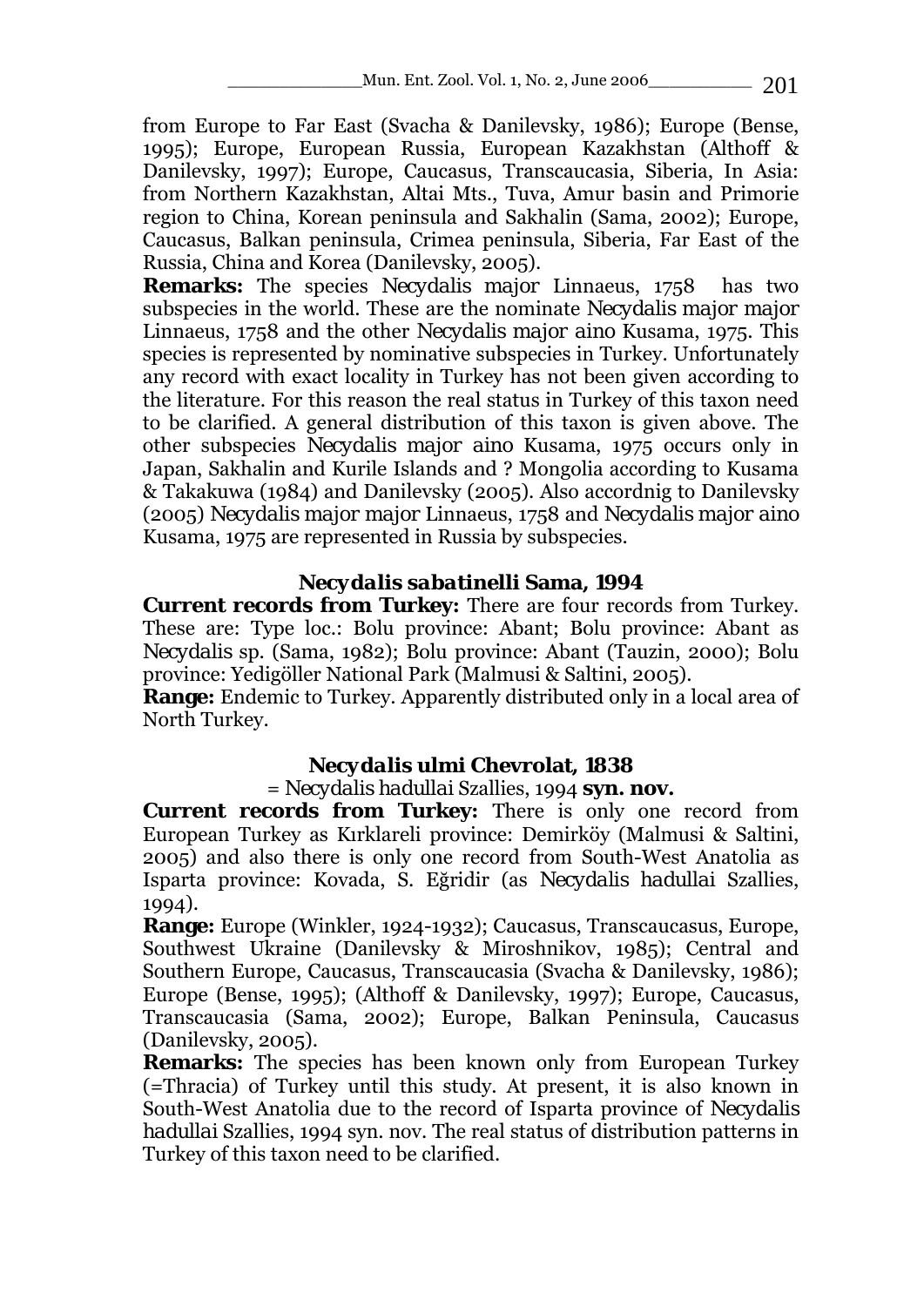from Europe to Far East (Svacha & Danilevsky, 1986); Europe (Bense, 1995); Europe, European Russia, European Kazakhstan (Althoff & Danilevsky, 1997); Europe, Caucasus, Transcaucasia, Siberia, In Asia: from Northern Kazakhstan, Altai Mts., Tuva, Amur basin and Primorie region to China, Korean peninsula and Sakhalin (Sama, 2002); Europe, Caucasus, Balkan peninsula, Crimea peninsula, Siberia, Far East of the Russia, China and Korea (Danilevsky, 2005).

**Remarks:** The species *Necydalis major* Linnaeus, 1758 has two subspecies in the world. These are the nominate *Necydalis major major* Linnaeus, 1758 and the other *Necydalis major aino* Kusama, 1975. This species is represented by nominative subspecies in Turkey. Unfortunately any record with exact locality in Turkey has not been given according to the literature. For this reason the real status in Turkey of this taxon need to be clarified. A general distribution of this taxon is given above. The other subspecies *Necydalis major aino* Kusama, 1975 occurs only in Japan, Sakhalin and Kurile Islands and ? Mongolia according to Kusama & Takakuwa (1984) and Danilevsky (2005). Also accordnig to Danilevsky (2005) *Necydalis major major* Linnaeus, 1758 and *Necydalis major aino* Kusama, 1975 are represented in Russia by subspecies.

### *Necydalis sabatinelli* Sama, 1994

**Current records from Turkey:** There are four records from Turkey. These are: Type loc.: Bolu province: Abant; Bolu province: Abant as *Necydalis* sp. (Sama, 1982); Bolu province: Abant (Tauzin, 2000); Bolu province: Yedigöller National Park (Malmusi & Saltini, 2005).

**Range:** Endemic to Turkey. Apparently distributed only in a local area of North Turkey.

### *Necydalis ulmi* Chevrolat, 1838

= *Necydalis hadullai* Szallies, 1994 **syn. nov.**

**Current records from Turkey:** There is only one record from European Turkey as Kırklareli province: Demirköy (Malmusi & Saltini, 2005) and also there is only one record from South-West Anatolia as Isparta province: Kovada, S. Eğridir (as *Necydalis hadullai* Szallies, 1994).

**Range:** Europe (Winkler, 1924-1932); Caucasus, Transcaucasus, Europe, Southwest Ukraine (Danilevsky & Miroshnikov, 1985); Central and Southern Europe, Caucasus, Transcaucasia (Svacha & Danilevsky, 1986); Europe (Bense, 1995); (Althoff & Danilevsky, 1997); Europe, Caucasus, Transcaucasia (Sama, 2002); Europe, Balkan Peninsula, Caucasus (Danilevsky, 2005).

**Remarks:** The species has been known only from European Turkey (=Thracia) of Turkey until this study. At present, it is also known in South-West Anatolia due to the record of Isparta province of *Necydalis hadullai* Szallies, 1994 syn. nov. The real status of distribution patterns in Turkey of this taxon need to be clarified.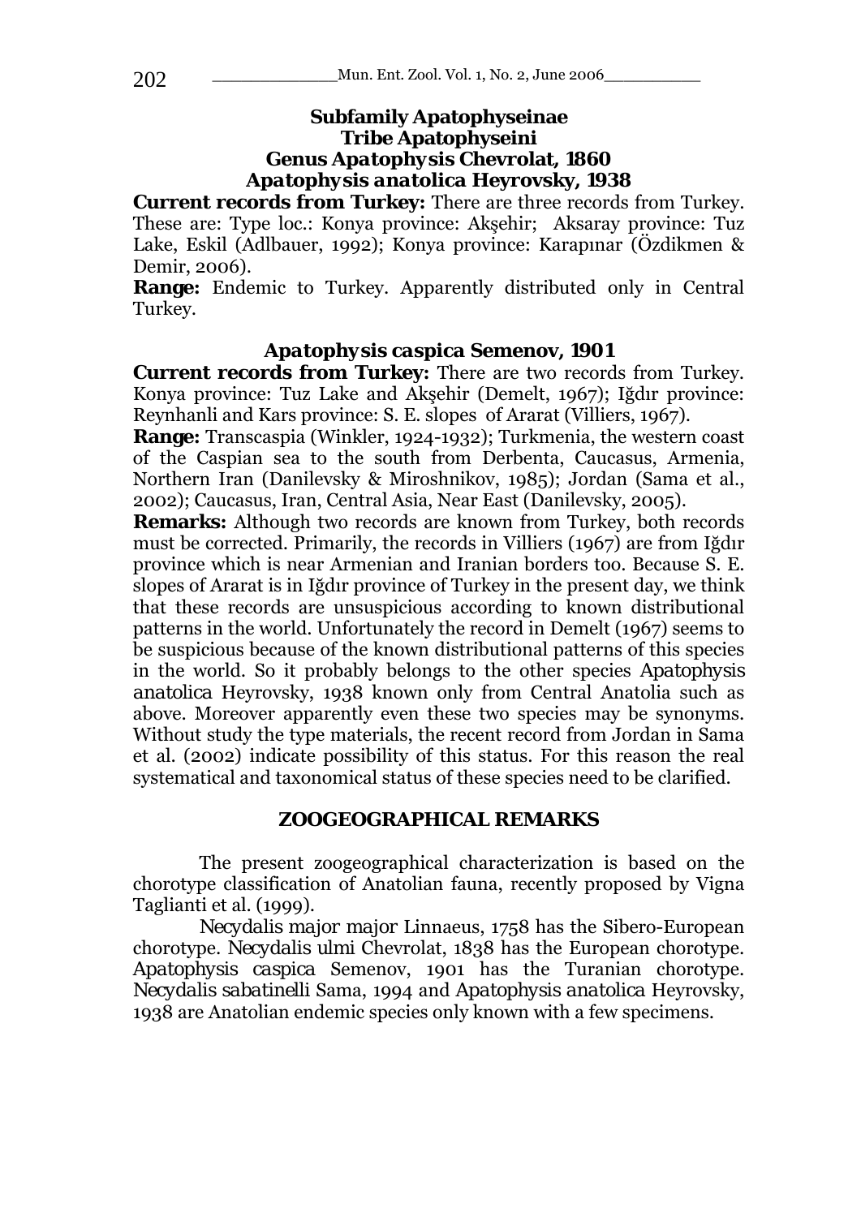**Subfamily Apatophyseinae**
**Tribe Apatophyseini**
**Genus *Apatophysis* Chevrolat, 1860**
***Apatophysis anatolica* Heyrovsky, 1938**

**Current records from Turkey:** There are three records from Turkey. These are: Type loc.: Konya province: Akşehir; Aksaray province: Tuz Lake, Eskil (Adlbauer, 1992); Konya province: Karapınar (Özdikmen & Demir, 2006).

**Range:** Endemic to Turkey. Apparently distributed only in Central Turkey.

***Apatophysis caspica* Semenov, 1901**

**Current records from Turkey:** There are two records from Turkey. Konya province: Tuz Lake and Akşehir (Demelt, 1967); Iğdır province: Reynhanli and Kars province: S. E. slopes of Ararat (Villiers, 1967).

**Range:** Transcaspia (Winkler, 1924-1932); Turkmenia, the western coast of the Caspian sea to the south from Derbenta, Caucasus, Armenia, Northern Iran (Danilevsky & Miroshnikov, 1985); Jordan (Sama et al., 2002); Caucasus, Iran, Central Asia, Near East (Danilevsky, 2005).

**Remarks:** Although two records are known from Turkey, both records must be corrected. Primarily, the records in Villiers (1967) are from Iğdır province which is near Armenian and Iranian borders too. Because S. E. slopes of Ararat is in Iğdır province of Turkey in the present day, we think that these records are unsuspicious according to known distributional patterns in the world. Unfortunately the record in Demelt (1967) seems to be suspicious because of the known distributional patterns of this species in the world. So it probably belongs to the other species *Apatophysis anatolica* Heyrovsky, 1938 known only from Central Anatolia such as above. Moreover apparently even these two species may be synonyms. Without study the type materials, the recent record from Jordan in Sama et al. (2002) indicate possibility of this status. For this reason the real systematical and taxonomical status of these species need to be clarified.

## ZOOGEOGRAPHICAL REMARKS

The present zoogeographical characterization is based on the chorotype classification of Anatolian fauna, recently proposed by Vigna Taglianti et al. (1999).

*Necydalis major major* Linnaeus, 1758 has the Sibero-European chorotype. *Necydalis ulmi* Chevrolat, 1838 has the European chorotype. *Apatophysis caspica* Semenov, 1901 has the Turanian chorotype. *Necydalis sabatinelli* Sama, 1994 and *Apatophysis anatolica* Heyrovsky, 1938 are Anatolian endemic species only known with a few specimens.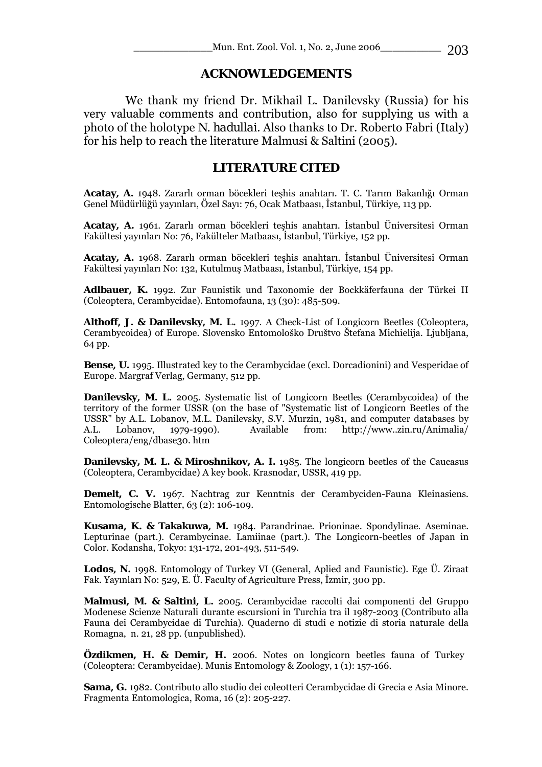## ACKNOWLEDGEMENTS

We thank my friend Dr. Mikhail L. Danilevsky (Russia) for his very valuable comments and contribution, also for supplying us with a photo of the holotype N. hadullai. Also thanks to Dr. Roberto Fabri (Italy) for his help to reach the literature Malmusi & Saltini (2005).

## LITERATURE CITED

**Acatay, A.** 1948. Zararlı orman böcekleri teşhis anahtarı. T. C. Tarım Bakanlığı Orman Genel Müdürlüğü yayınları, Özel Sayı: 76, Ocak Matbaası, İstanbul, Türkiye, 113 pp.

**Acatay, A.** 1961. Zararlı orman böcekleri teşhis anahtarı. İstanbul Üniversitesi Orman Fakültesi yayınları No: 76, Fakülteler Matbaası, İstanbul, Türkiye, 152 pp.

**Acatay, A.** 1968. Zararlı orman böcekleri teşhis anahtarı. İstanbul Üniversitesi Orman Fakültesi yayınları No: 132, Kutulmuş Matbaası, İstanbul, Türkiye, 154 pp.

**Adlbauer, K.** 1992. Zur Faunistik und Taxonomie der Bockkäferfauna der Türkei II (Coleoptera, Cerambycidae). Entomofauna, 13 (30): 485-509.

**Althoff, J. & Danilevsky, M. L.** 1997. A Check-List of Longicorn Beetles (Coleoptera, Cerambycoidea) of Europe. Slovensko Entomološko Društvo Štefana Michielija. Ljubljana, 64 pp.

**Bense, U.** 1995. Illustrated key to the Cerambycidae (excl. Dorcadionini) and Vesperidae of Europe. Margraf Verlag, Germany, 512 pp.

**Danilevsky, M. L.** 2005. Systematic list of Longicorn Beetles (Cerambycoidea) of the territory of the former USSR (on the base of "Systematic list of Longicorn Beetles of the USSR" by A.L. Lobanov, M.L. Danilevsky, S.V. Murzin, 1981, and computer databases by A.L. Lobanov, 1979-1990). Available from: http://www..zin.ru/Animalia/ Coleoptera/eng/dbase30. htm

**Danilevsky, M. L. & Miroshnikov, A. I.** 1985. The longicorn beetles of the Caucasus (Coleoptera, Cerambycidae) A key book. Krasnodar, USSR, 419 pp.

**Demelt, C. V.** 1967. Nachtrag zur Kenntnis der Cerambyciden-Fauna Kleinasiens. Entomologische Blatter, 63 (2): 106-109.

**Kusama, K. & Takakuwa, M.** 1984. Parandrinae. Prioninae. Spondylinae. Aseminae. Lepturinae (part.). Cerambycinae. Lamiinae (part.). The Longicorn-beetles of Japan in Color. Kodansha, Tokyo: 131-172, 201-493, 511-549.

**Lodos, N.** 1998. Entomology of Turkey VI (General, Aplied and Faunistic). Ege Ü. Ziraat Fak. Yayınları No: 529, E. Ü. Faculty of Agriculture Press, İzmir, 300 pp.

**Malmusi, M. & Saltini, L.** 2005. Cerambycidae raccolti dai componenti del Gruppo Modenese Scienze Naturali durante escursioni in Turchia tra il 1987-2003 (Contributo alla Fauna dei Cerambycidae di Turchia). Quaderno di studi e notizie di storia naturale della Romagna, n. 21, 28 pp. (unpublished).

**Özdikmen, H. & Demir, H.** 2006. Notes on longicorn beetles fauna of Turkey (Coleoptera: Cerambycidae). Munis Entomology & Zoology, 1 (1): 157-166.

**Sama, G.** 1982. Contributo allo studio dei coleotteri Cerambycidae di Grecia e Asia Minore. Fragmenta Entomologica, Roma, 16 (2): 205-227.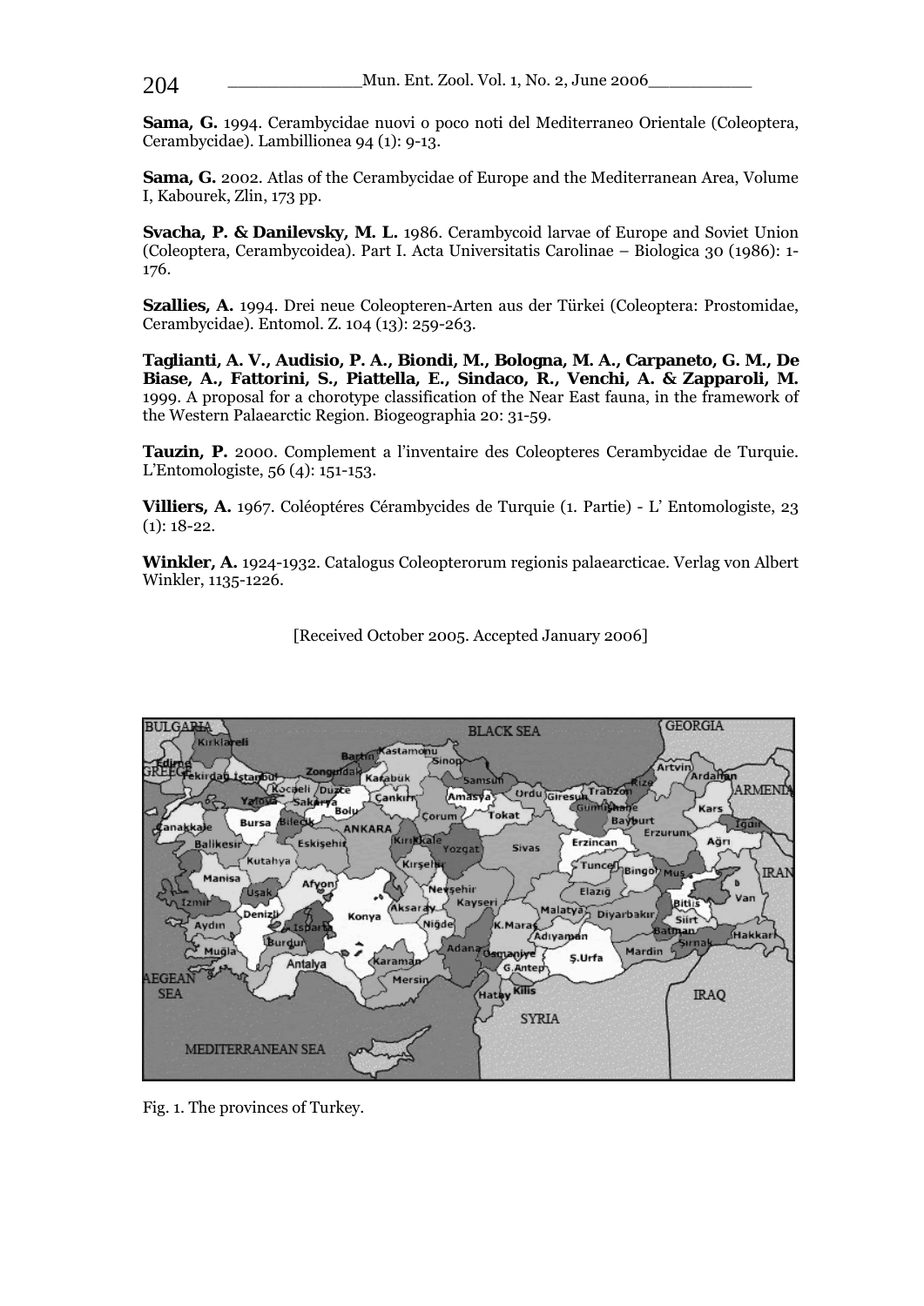**Sama, G.** 1994. Cerambycidae nuovi o poco noti del Mediterraneo Orientale (Coleoptera, Cerambycidae). Lambillionea 94 (1): 9-13.

**Sama, G.** 2002. Atlas of the Cerambycidae of Europe and the Mediterranean Area, Volume I, Kabourek, Zlin, 173 pp.

**Svacha, P. & Danilevsky, M. L.** 1986. Cerambycoid larvae of Europe and Soviet Union (Coleoptera, Cerambycoidea). Part I. Acta Universitatis Carolinae – Biologica 30 (1986): 1-176.

**Szallies, A.** 1994. Drei neue Coleopteren-Arten aus der Türkei (Coleoptera: Prostomidae, Cerambycidae). Entomol. Z. 104 (13): 259-263.

**Taglianti, A. V., Audisio, P. A., Biondi, M., Bologna, M. A., Carpaneto, G. M., De Biase, A., Fattorini, S., Piattella, E., Sindaco, R., Venchi, A. & Zapparoli, M.** 1999. A proposal for a chorotype classification of the Near East fauna, in the framework of the Western Palaearctic Region. Biogeographia 20: 31-59.

**Tauzin, P.** 2000. Complement a l'inventaire des Coleopteres Cerambycidae de Turquie. L'Entomologiste, 56 (4): 151-153.

**Villiers, A.** 1967. Coléoptéres Cérambycides de Turquie (1. Partie) - L' Entomologiste, 23 (1): 18-22.

**Winkler, A.** 1924-1932. Catalogus Coleopterorum regionis palaearcticae. Verlag von Albert Winkler, 1135-1226.

[Received October 2005. Accepted January 2006]

Fig. 1. The provinces of Turkey.